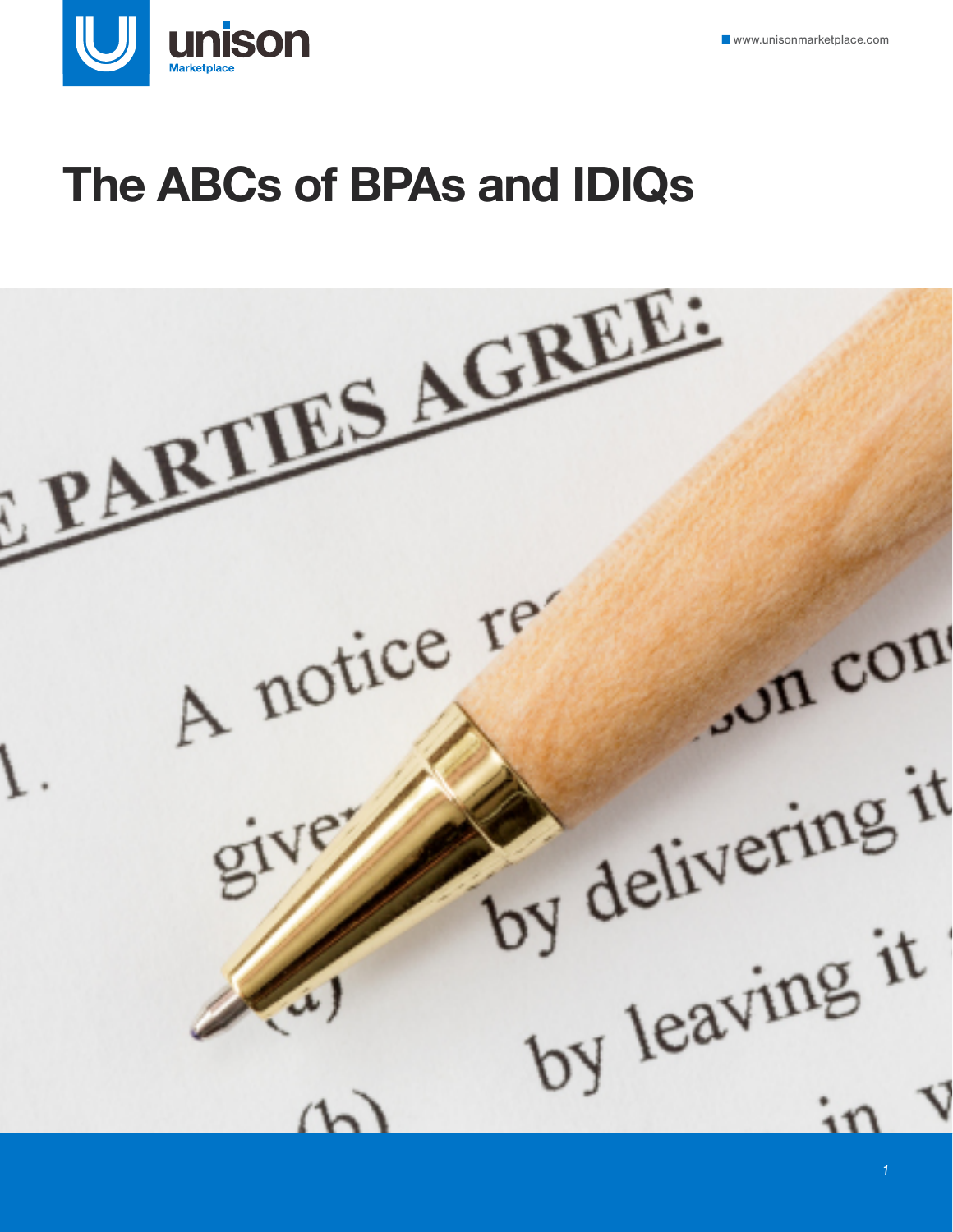unison Marketplace

www.unisonmarketplace.com

# The ABCs of BPAs and IDIQs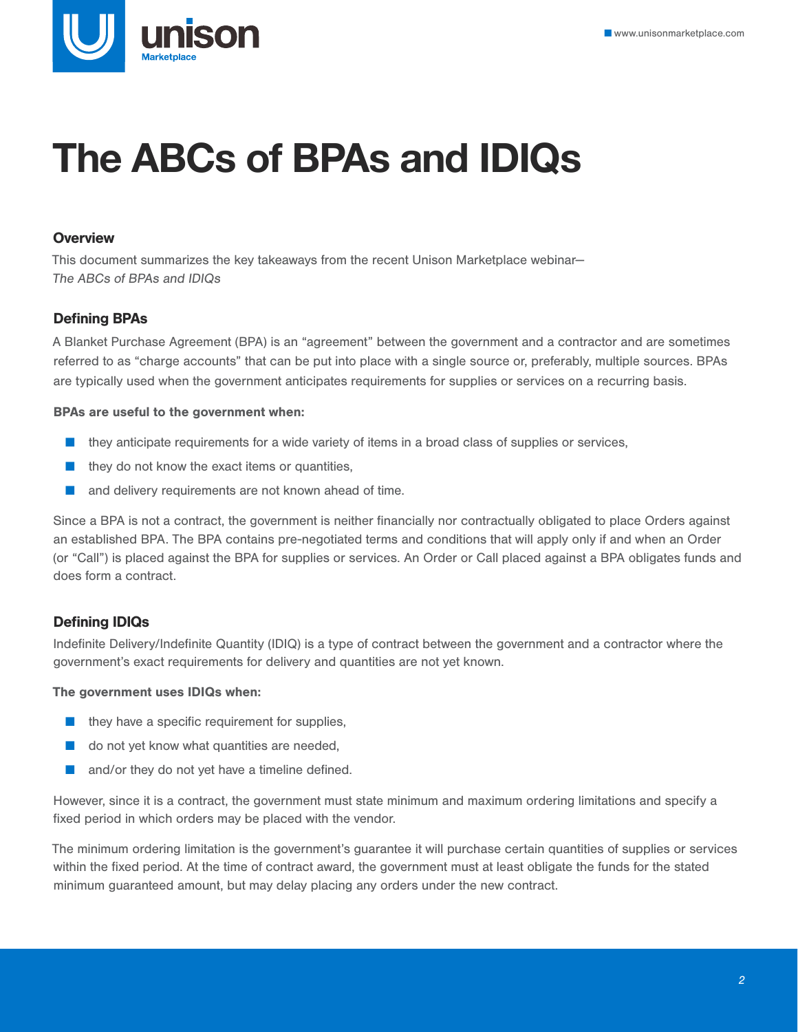# The ABCs of BPAs and IDIQs

### Overview

This document summarizes the key takeaways from the recent Unison Marketplace webinar–
*The ABCs of BPAs and IDIQs*

### Defining BPAs

A Blanket Purchase Agreement (BPA) is an "agreement" between the government and a contractor and are sometimes referred to as "charge accounts" that can be put into place with a single source or, preferably, multiple sources. BPAs are typically used when the government anticipates requirements for supplies or services on a recurring basis.

**BPAs are useful to the government when:**

- they anticipate requirements for a wide variety of items in a broad class of supplies or services,
- they do not know the exact items or quantities,
- and delivery requirements are not known ahead of time.

Since a BPA is not a contract, the government is neither financially nor contractually obligated to place Orders against an established BPA. The BPA contains pre-negotiated terms and conditions that will apply only if and when an Order (or "Call") is placed against the BPA for supplies or services. An Order or Call placed against a BPA obligates funds and does form a contract.

### Defining IDIQs

Indefinite Delivery/Indefinite Quantity (IDIQ) is a type of contract between the government and a contractor where the government's exact requirements for delivery and quantities are not yet known.

**The government uses IDIQs when:**

- they have a specific requirement for supplies,
- do not yet know what quantities are needed,
- and/or they do not yet have a timeline defined.

However, since it is a contract, the government must state minimum and maximum ordering limitations and specify a fixed period in which orders may be placed with the vendor.

The minimum ordering limitation is the government's guarantee it will purchase certain quantities of supplies or services within the fixed period. At the time of contract award, the government must at least obligate the funds for the stated minimum guaranteed amount, but may delay placing any orders under the new contract.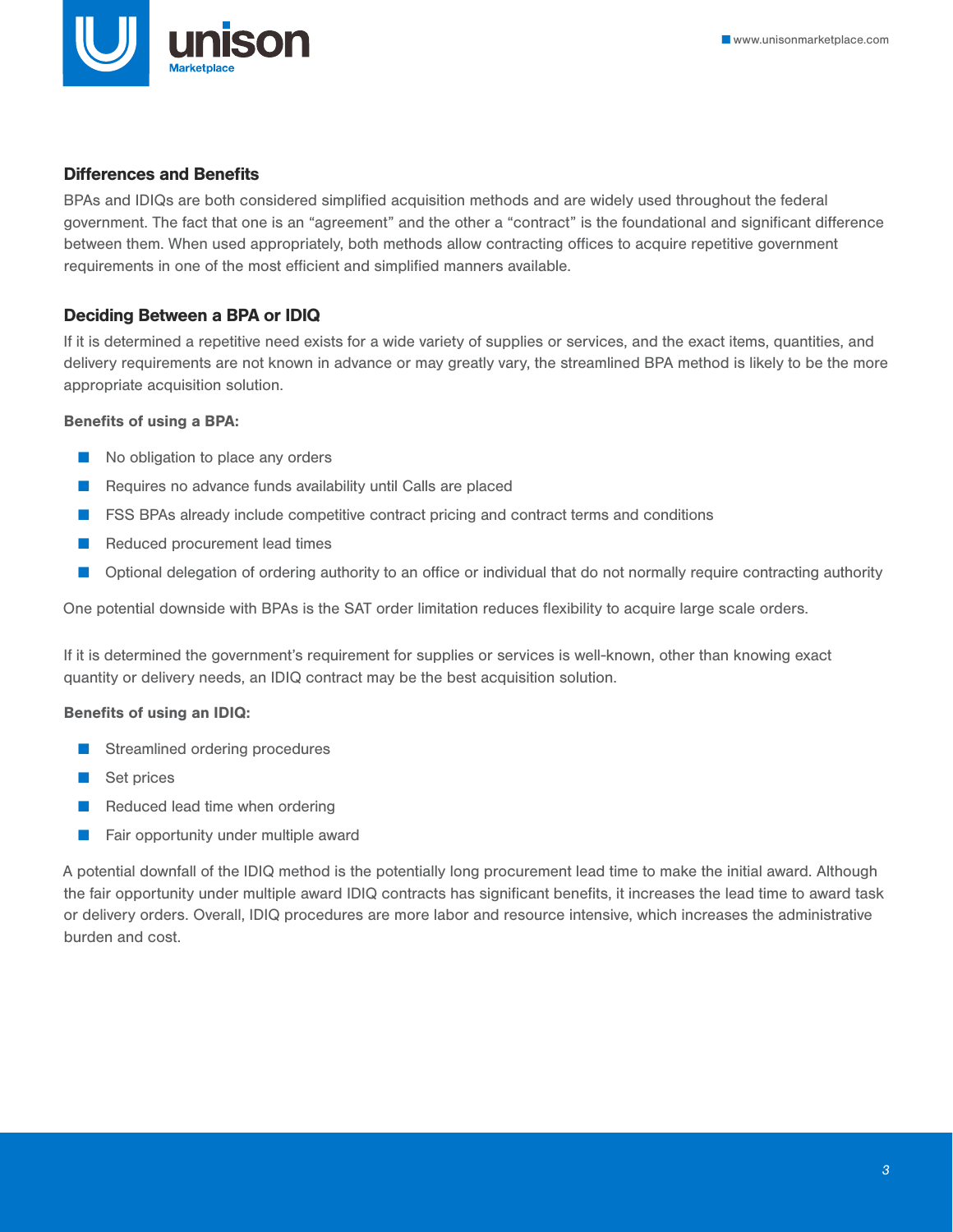## Differences and Benefits

BPAs and IDIQs are both considered simplified acquisition methods and are widely used throughout the federal government. The fact that one is an "agreement" and the other a "contract" is the foundational and significant difference between them. When used appropriately, both methods allow contracting offices to acquire repetitive government requirements in one of the most efficient and simplified manners available.

## Deciding Between a BPA or IDIQ

If it is determined a repetitive need exists for a wide variety of supplies or services, and the exact items, quantities, and delivery requirements are not known in advance or may greatly vary, the streamlined BPA method is likely to be the more appropriate acquisition solution.

**Benefits of using a BPA:**

- No obligation to place any orders
- Requires no advance funds availability until Calls are placed
- FSS BPAs already include competitive contract pricing and contract terms and conditions
- Reduced procurement lead times
- Optional delegation of ordering authority to an office or individual that do not normally require contracting authority

One potential downside with BPAs is the SAT order limitation reduces flexibility to acquire large scale orders.

If it is determined the government's requirement for supplies or services is well-known, other than knowing exact quantity or delivery needs, an IDIQ contract may be the best acquisition solution.

**Benefits of using an IDIQ:**

- Streamlined ordering procedures
- Set prices
- Reduced lead time when ordering
- Fair opportunity under multiple award

A potential downfall of the IDIQ method is the potentially long procurement lead time to make the initial award. Although the fair opportunity under multiple award IDIQ contracts has significant benefits, it increases the lead time to award task or delivery orders. Overall, IDIQ procedures are more labor and resource intensive, which increases the administrative burden and cost.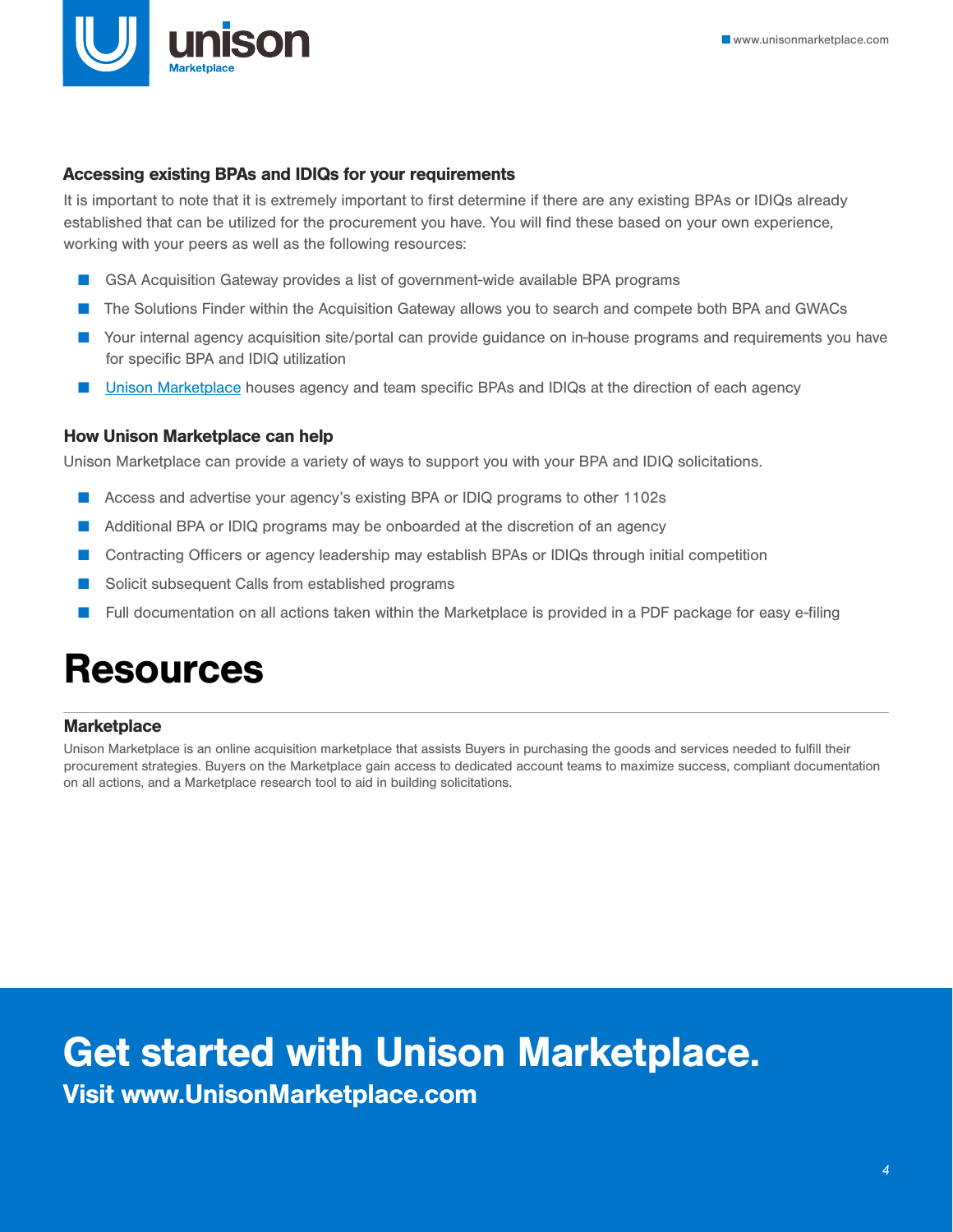### Accessing existing BPAs and IDIQs for your requirements

It is important to note that it is extremely important to first determine if there are any existing BPAs or IDIQs already established that can be utilized for the procurement you have. You will find these based on your own experience, working with your peers as well as the following resources:

- GSA Acquisition Gateway provides a list of government-wide available BPA programs
- The Solutions Finder within the Acquisition Gateway allows you to search and compete both BPA and GWACs
- Your internal agency acquisition site/portal can provide guidance on in-house programs and requirements you have for specific BPA and IDIQ utilization
- Unison Marketplace houses agency and team specific BPAs and IDIQs at the direction of each agency

### How Unison Marketplace can help

Unison Marketplace can provide a variety of ways to support you with your BPA and IDIQ solicitations.

- Access and advertise your agency's existing BPA or IDIQ programs to other 1102s
- Additional BPA or IDIQ programs may be onboarded at the discretion of an agency
- Contracting Officers or agency leadership may establish BPAs or IDIQs through initial competition
- Solicit subsequent Calls from established programs
- Full documentation on all actions taken within the Marketplace is provided in a PDF package for easy e-filing

# Resources

### Marketplace

Unison Marketplace is an online acquisition marketplace that assists Buyers in purchasing the goods and services needed to fulfill their procurement strategies. Buyers on the Marketplace gain access to dedicated account teams to maximize success, compliant documentation on all actions, and a Marketplace research tool to aid in building solicitations.

## Get started with Unison Marketplace.

**Visit www.UnisonMarketplace.com**